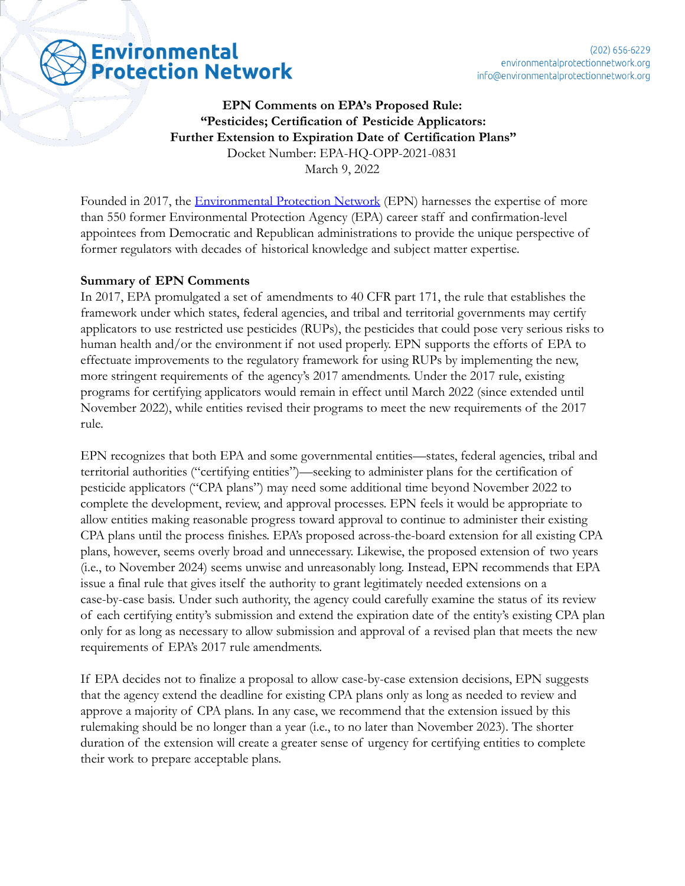**Environmental Protection Network**

(202) 656-6229
environmentalprotectionnetwork.org
info@environmentalprotectionnetwork.org

**EPN Comments on EPA's Proposed Rule:**
**"Pesticides; Certification of Pesticide Applicators:**
**Further Extension to Expiration Date of Certification Plans"**
Docket Number: EPA-HQ-OPP-2021-0831
March 9, 2022

Founded in 2017, the [Environmental Protection Network](https://environmentalprotectionnetwork.org) (EPN) harnesses the expertise of more than 550 former Environmental Protection Agency (EPA) career staff and confirmation-level appointees from Democratic and Republican administrations to provide the unique perspective of former regulators with decades of historical knowledge and subject matter expertise.

**Summary of EPN Comments**

In 2017, EPA promulgated a set of amendments to 40 CFR part 171, the rule that establishes the framework under which states, federal agencies, and tribal and territorial governments may certify applicators to use restricted use pesticides (RUPs), the pesticides that could pose very serious risks to human health and/or the environment if not used properly. EPN supports the efforts of EPA to effectuate improvements to the regulatory framework for using RUPs by implementing the new, more stringent requirements of the agency's 2017 amendments. Under the 2017 rule, existing programs for certifying applicators would remain in effect until March 2022 (since extended until November 2022), while entities revised their programs to meet the new requirements of the 2017 rule.

EPN recognizes that both EPA and some governmental entities—states, federal agencies, tribal and territorial authorities ("certifying entities")—seeking to administer plans for the certification of pesticide applicators ("CPA plans") may need some additional time beyond November 2022 to complete the development, review, and approval processes. EPN feels it would be appropriate to allow entities making reasonable progress toward approval to continue to administer their existing CPA plans until the process finishes. EPA's proposed across-the-board extension for all existing CPA plans, however, seems overly broad and unnecessary. Likewise, the proposed extension of two years (i.e., to November 2024) seems unwise and unreasonably long. Instead, EPN recommends that EPA issue a final rule that gives itself the authority to grant legitimately needed extensions on a case-by-case basis. Under such authority, the agency could carefully examine the status of its review of each certifying entity's submission and extend the expiration date of the entity's existing CPA plan only for as long as necessary to allow submission and approval of a revised plan that meets the new requirements of EPA's 2017 rule amendments.

If EPA decides not to finalize a proposal to allow case-by-case extension decisions, EPN suggests that the agency extend the deadline for existing CPA plans only as long as needed to review and approve a majority of CPA plans. In any case, we recommend that the extension issued by this rulemaking should be no longer than a year (i.e., to no later than November 2023). The shorter duration of the extension will create a greater sense of urgency for certifying entities to complete their work to prepare acceptable plans.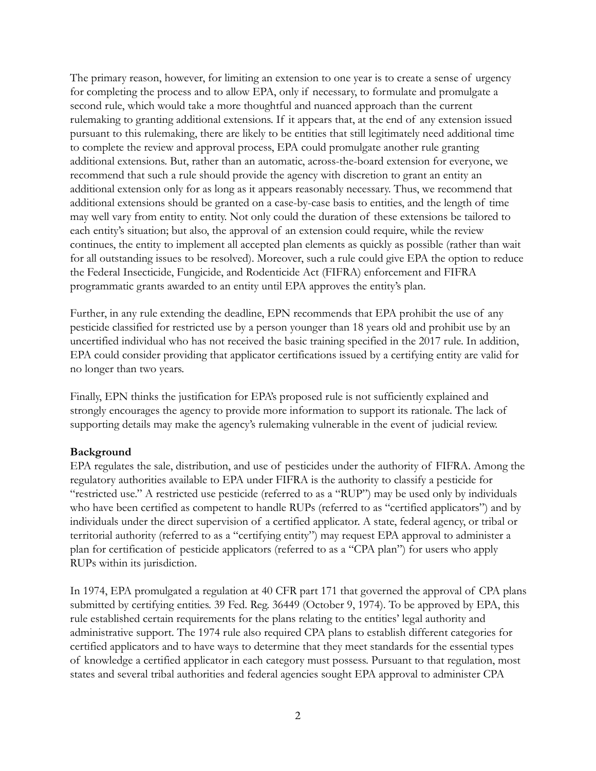The primary reason, however, for limiting an extension to one year is to create a sense of urgency for completing the process and to allow EPA, only if necessary, to formulate and promulgate a second rule, which would take a more thoughtful and nuanced approach than the current rulemaking to granting additional extensions. If it appears that, at the end of any extension issued pursuant to this rulemaking, there are likely to be entities that still legitimately need additional time to complete the review and approval process, EPA could promulgate another rule granting additional extensions. But, rather than an automatic, across-the-board extension for everyone, we recommend that such a rule should provide the agency with discretion to grant an entity an additional extension only for as long as it appears reasonably necessary. Thus, we recommend that additional extensions should be granted on a case-by-case basis to entities, and the length of time may well vary from entity to entity. Not only could the duration of these extensions be tailored to each entity's situation; but also, the approval of an extension could require, while the review continues, the entity to implement all accepted plan elements as quickly as possible (rather than wait for all outstanding issues to be resolved). Moreover, such a rule could give EPA the option to reduce the Federal Insecticide, Fungicide, and Rodenticide Act (FIFRA) enforcement and FIFRA programmatic grants awarded to an entity until EPA approves the entity's plan.

Further, in any rule extending the deadline, EPN recommends that EPA prohibit the use of any pesticide classified for restricted use by a person younger than 18 years old and prohibit use by an uncertified individual who has not received the basic training specified in the 2017 rule. In addition, EPA could consider providing that applicator certifications issued by a certifying entity are valid for no longer than two years.

Finally, EPN thinks the justification for EPA's proposed rule is not sufficiently explained and strongly encourages the agency to provide more information to support its rationale. The lack of supporting details may make the agency's rulemaking vulnerable in the event of judicial review.

**Background**

EPA regulates the sale, distribution, and use of pesticides under the authority of FIFRA. Among the regulatory authorities available to EPA under FIFRA is the authority to classify a pesticide for "restricted use." A restricted use pesticide (referred to as a "RUP") may be used only by individuals who have been certified as competent to handle RUPs (referred to as "certified applicators") and by individuals under the direct supervision of a certified applicator. A state, federal agency, or tribal or territorial authority (referred to as a "certifying entity") may request EPA approval to administer a plan for certification of pesticide applicators (referred to as a "CPA plan") for users who apply RUPs within its jurisdiction.

In 1974, EPA promulgated a regulation at 40 CFR part 171 that governed the approval of CPA plans submitted by certifying entities. 39 Fed. Reg. 36449 (October 9, 1974). To be approved by EPA, this rule established certain requirements for the plans relating to the entities' legal authority and administrative support. The 1974 rule also required CPA plans to establish different categories for certified applicators and to have ways to determine that they meet standards for the essential types of knowledge a certified applicator in each category must possess. Pursuant to that regulation, most states and several tribal authorities and federal agencies sought EPA approval to administer CPA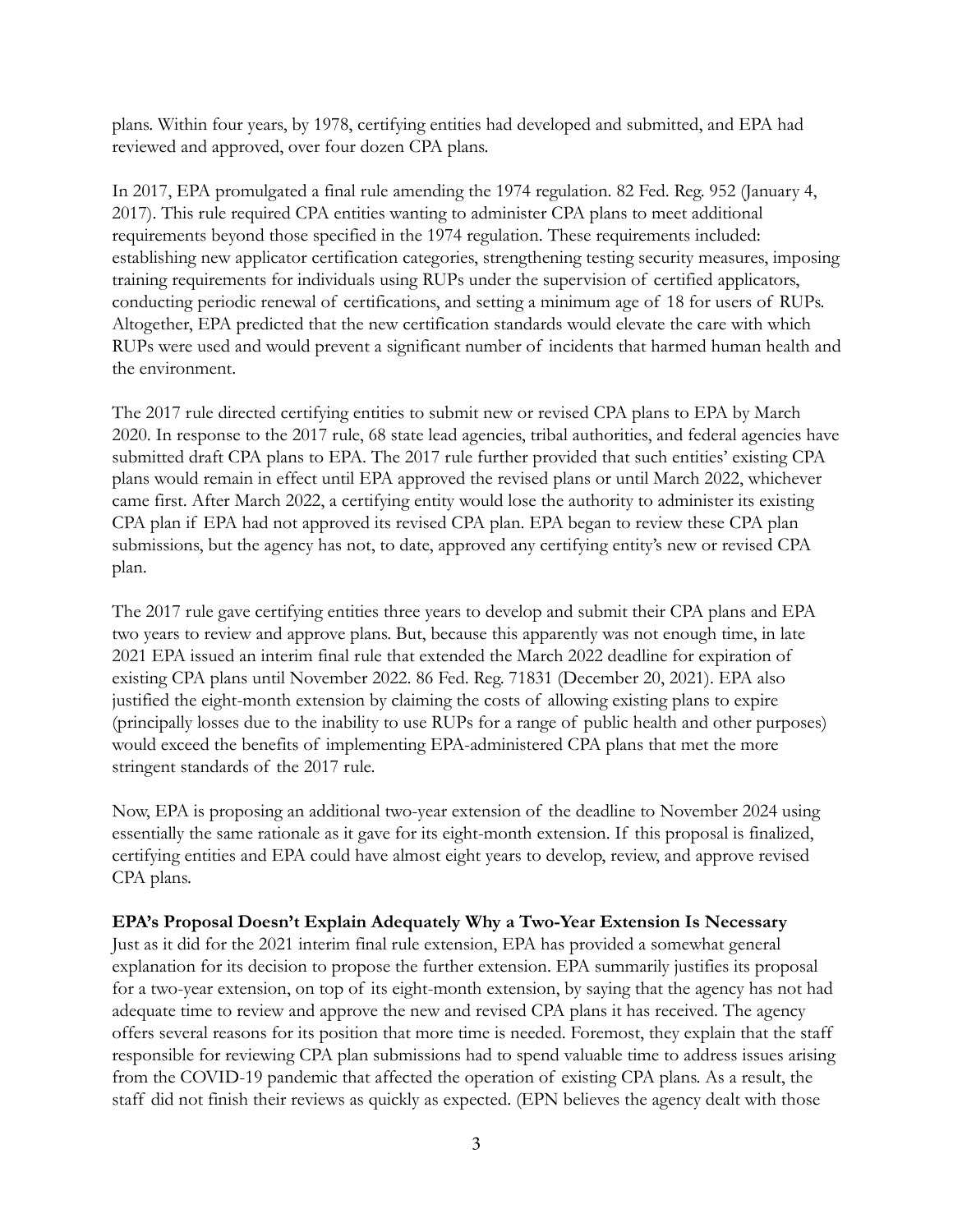plans. Within four years, by 1978, certifying entities had developed and submitted, and EPA had reviewed and approved, over four dozen CPA plans.

In 2017, EPA promulgated a final rule amending the 1974 regulation. 82 Fed. Reg. 952 (January 4, 2017). This rule required CPA entities wanting to administer CPA plans to meet additional requirements beyond those specified in the 1974 regulation. These requirements included: establishing new applicator certification categories, strengthening testing security measures, imposing training requirements for individuals using RUPs under the supervision of certified applicators, conducting periodic renewal of certifications, and setting a minimum age of 18 for users of RUPs. Altogether, EPA predicted that the new certification standards would elevate the care with which RUPs were used and would prevent a significant number of incidents that harmed human health and the environment.

The 2017 rule directed certifying entities to submit new or revised CPA plans to EPA by March 2020. In response to the 2017 rule, 68 state lead agencies, tribal authorities, and federal agencies have submitted draft CPA plans to EPA. The 2017 rule further provided that such entities' existing CPA plans would remain in effect until EPA approved the revised plans or until March 2022, whichever came first. After March 2022, a certifying entity would lose the authority to administer its existing CPA plan if EPA had not approved its revised CPA plan. EPA began to review these CPA plan submissions, but the agency has not, to date, approved any certifying entity's new or revised CPA plan.

The 2017 rule gave certifying entities three years to develop and submit their CPA plans and EPA two years to review and approve plans. But, because this apparently was not enough time, in late 2021 EPA issued an interim final rule that extended the March 2022 deadline for expiration of existing CPA plans until November 2022. 86 Fed. Reg. 71831 (December 20, 2021). EPA also justified the eight-month extension by claiming the costs of allowing existing plans to expire (principally losses due to the inability to use RUPs for a range of public health and other purposes) would exceed the benefits of implementing EPA-administered CPA plans that met the more stringent standards of the 2017 rule.

Now, EPA is proposing an additional two-year extension of the deadline to November 2024 using essentially the same rationale as it gave for its eight-month extension. If this proposal is finalized, certifying entities and EPA could have almost eight years to develop, review, and approve revised CPA plans.

**EPA's Proposal Doesn't Explain Adequately Why a Two-Year Extension Is Necessary**

Just as it did for the 2021 interim final rule extension, EPA has provided a somewhat general explanation for its decision to propose the further extension. EPA summarily justifies its proposal for a two-year extension, on top of its eight-month extension, by saying that the agency has not had adequate time to review and approve the new and revised CPA plans it has received. The agency offers several reasons for its position that more time is needed. Foremost, they explain that the staff responsible for reviewing CPA plan submissions had to spend valuable time to address issues arising from the COVID-19 pandemic that affected the operation of existing CPA plans. As a result, the staff did not finish their reviews as quickly as expected. (EPN believes the agency dealt with those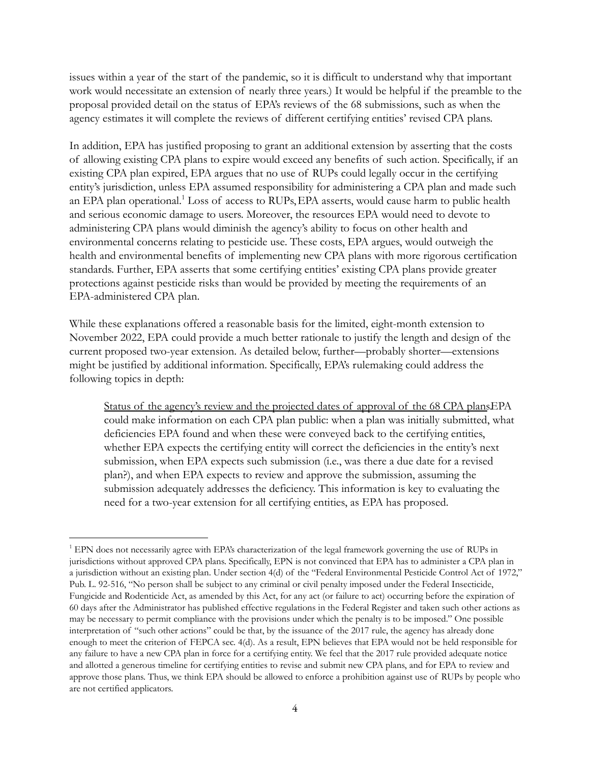issues within a year of the start of the pandemic, so it is difficult to understand why that important work would necessitate an extension of nearly three years.) It would be helpful if the preamble to the proposal provided detail on the status of EPA's reviews of the 68 submissions, such as when the agency estimates it will complete the reviews of different certifying entities' revised CPA plans.

In addition, EPA has justified proposing to grant an additional extension by asserting that the costs of allowing existing CPA plans to expire would exceed any benefits of such action. Specifically, if an existing CPA plan expired, EPA argues that no use of RUPs could legally occur in the certifying entity's jurisdiction, unless EPA assumed responsibility for administering a CPA plan and made such an EPA plan operational.[1] Loss of access to RUPs, EPA asserts, would cause harm to public health and serious economic damage to users. Moreover, the resources EPA would need to devote to administering CPA plans would diminish the agency's ability to focus on other health and environmental concerns relating to pesticide use. These costs, EPA argues, would outweigh the health and environmental benefits of implementing new CPA plans with more rigorous certification standards. Further, EPA asserts that some certifying entities' existing CPA plans provide greater protections against pesticide risks than would be provided by meeting the requirements of an EPA-administered CPA plan.

While these explanations offered a reasonable basis for the limited, eight-month extension to November 2022, EPA could provide a much better rationale to justify the length and design of the current proposed two-year extension. As detailed below, further—probably shorter—extensions might be justified by additional information. Specifically, EPA's rulemaking could address the following topics in depth:

> <u>Status of the agency's review and the projected dates of approval of the 68 CPA plans</u>. EPA could make information on each CPA plan public: when a plan was initially submitted, what deficiencies EPA found and when these were conveyed back to the certifying entities, whether EPA expects the certifying entity will correct the deficiencies in the entity's next submission, when EPA expects such submission (i.e., was there a due date for a revised plan?), and when EPA expects to review and approve the submission, assuming the submission adequately addresses the deficiency. This information is key to evaluating the need for a two-year extension for all certifying entities, as EPA has proposed.

[1] EPN does not necessarily agree with EPA's characterization of the legal framework governing the use of RUPs in jurisdictions without approved CPA plans. Specifically, EPN is not convinced that EPA has to administer a CPA plan in a jurisdiction without an existing plan. Under section 4(d) of the "Federal Environmental Pesticide Control Act of 1972," Pub. L. 92-516, "No person shall be subject to any criminal or civil penalty imposed under the Federal Insecticide, Fungicide and Rodenticide Act, as amended by this Act, for any act (or failure to act) occurring before the expiration of 60 days after the Administrator has published effective regulations in the Federal Register and taken such other actions as may be necessary to permit compliance with the provisions under which the penalty is to be imposed." One possible interpretation of "such other actions" could be that, by the issuance of the 2017 rule, the agency has already done enough to meet the criterion of FEPCA sec. 4(d). As a result, EPN believes that EPA would not be held responsible for any failure to have a new CPA plan in force for a certifying entity. We feel that the 2017 rule provided adequate notice and allotted a generous timeline for certifying entities to revise and submit new CPA plans, and for EPA to review and approve those plans. Thus, we think EPA should be allowed to enforce a prohibition against use of RUPs by people who are not certified applicators.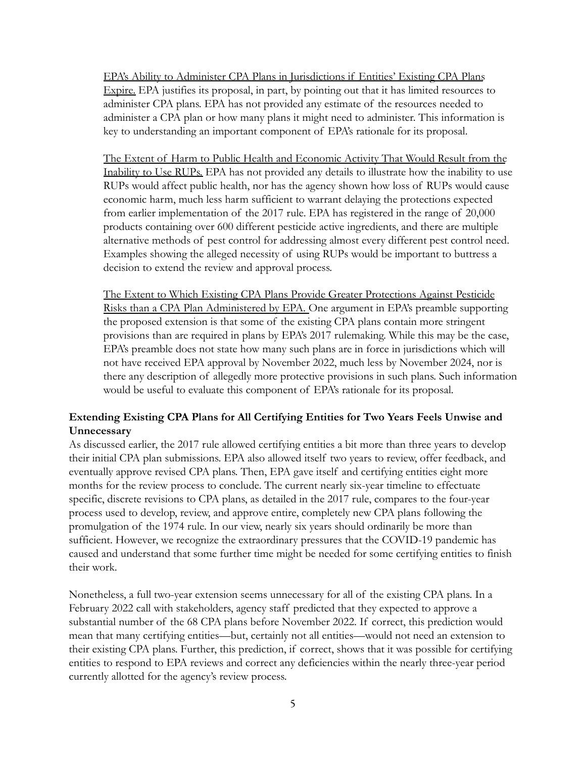EPA's Ability to Administer CPA Plans in Jurisdictions if Entities' Existing CPA Plans Expire. EPA justifies its proposal, in part, by pointing out that it has limited resources to administer CPA plans. EPA has not provided any estimate of the resources needed to administer a CPA plan or how many plans it might need to administer. This information is key to understanding an important component of EPA's rationale for its proposal.

The Extent of Harm to Public Health and Economic Activity That Would Result from the Inability to Use RUPs. EPA has not provided any details to illustrate how the inability to use RUPs would affect public health, nor has the agency shown how loss of RUPs would cause economic harm, much less harm sufficient to warrant delaying the protections expected from earlier implementation of the 2017 rule. EPA has registered in the range of 20,000 products containing over 600 different pesticide active ingredients, and there are multiple alternative methods of pest control for addressing almost every different pest control need. Examples showing the alleged necessity of using RUPs would be important to buttress a decision to extend the review and approval process.

The Extent to Which Existing CPA Plans Provide Greater Protections Against Pesticide Risks than a CPA Plan Administered by EPA. One argument in EPA's preamble supporting the proposed extension is that some of the existing CPA plans contain more stringent provisions than are required in plans by EPA's 2017 rulemaking. While this may be the case, EPA's preamble does not state how many such plans are in force in jurisdictions which will not have received EPA approval by November 2022, much less by November 2024, nor is there any description of allegedly more protective provisions in such plans. Such information would be useful to evaluate this component of EPA's rationale for its proposal.

**Extending Existing CPA Plans for All Certifying Entities for Two Years Feels Unwise and Unnecessary**

As discussed earlier, the 2017 rule allowed certifying entities a bit more than three years to develop their initial CPA plan submissions. EPA also allowed itself two years to review, offer feedback, and eventually approve revised CPA plans. Then, EPA gave itself and certifying entities eight more months for the review process to conclude. The current nearly six-year timeline to effectuate specific, discrete revisions to CPA plans, as detailed in the 2017 rule, compares to the four-year process used to develop, review, and approve entire, completely new CPA plans following the promulgation of the 1974 rule. In our view, nearly six years should ordinarily be more than sufficient. However, we recognize the extraordinary pressures that the COVID-19 pandemic has caused and understand that some further time might be needed for some certifying entities to finish their work.

Nonetheless, a full two-year extension seems unnecessary for all of the existing CPA plans. In a February 2022 call with stakeholders, agency staff predicted that they expected to approve a substantial number of the 68 CPA plans before November 2022. If correct, this prediction would mean that many certifying entities—but, certainly not all entities—would not need an extension to their existing CPA plans. Further, this prediction, if correct, shows that it was possible for certifying entities to respond to EPA reviews and correct any deficiencies within the nearly three-year period currently allotted for the agency's review process.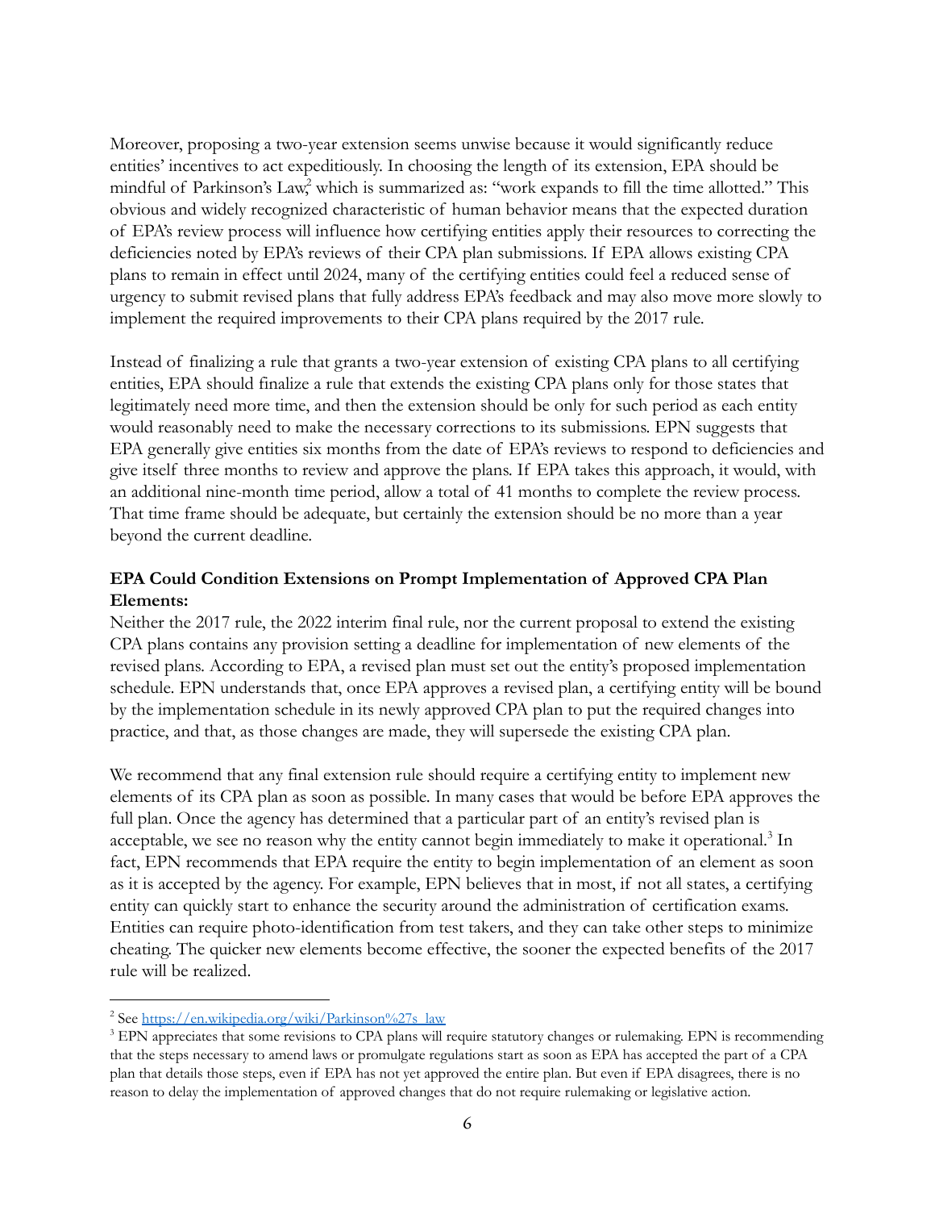Moreover, proposing a two-year extension seems unwise because it would significantly reduce entities' incentives to act expeditiously. In choosing the length of its extension, EPA should be mindful of Parkinson's Law,[2] which is summarized as: "work expands to fill the time allotted." This obvious and widely recognized characteristic of human behavior means that the expected duration of EPA's review process will influence how certifying entities apply their resources to correcting the deficiencies noted by EPA's reviews of their CPA plan submissions. If EPA allows existing CPA plans to remain in effect until 2024, many of the certifying entities could feel a reduced sense of urgency to submit revised plans that fully address EPA's feedback and may also move more slowly to implement the required improvements to their CPA plans required by the 2017 rule.

Instead of finalizing a rule that grants a two-year extension of existing CPA plans to all certifying entities, EPA should finalize a rule that extends the existing CPA plans only for those states that legitimately need more time, and then the extension should be only for such period as each entity would reasonably need to make the necessary corrections to its submissions. EPN suggests that EPA generally give entities six months from the date of EPA's reviews to respond to deficiencies and give itself three months to review and approve the plans. If EPA takes this approach, it would, with an additional nine-month time period, allow a total of 41 months to complete the review process. That time frame should be adequate, but certainly the extension should be no more than a year beyond the current deadline.

**EPA Could Condition Extensions on Prompt Implementation of Approved CPA Plan Elements:**

Neither the 2017 rule, the 2022 interim final rule, nor the current proposal to extend the existing CPA plans contains any provision setting a deadline for implementation of new elements of the revised plans. According to EPA, a revised plan must set out the entity's proposed implementation schedule. EPN understands that, once EPA approves a revised plan, a certifying entity will be bound by the implementation schedule in its newly approved CPA plan to put the required changes into practice, and that, as those changes are made, they will supersede the existing CPA plan.

We recommend that any final extension rule should require a certifying entity to implement new elements of its CPA plan as soon as possible. In many cases that would be before EPA approves the full plan. Once the agency has determined that a particular part of an entity's revised plan is acceptable, we see no reason why the entity cannot begin immediately to make it operational.[3] In fact, EPN recommends that EPA require the entity to begin implementation of an element as soon as it is accepted by the agency. For example, EPN believes that in most, if not all states, a certifying entity can quickly start to enhance the security around the administration of certification exams. Entities can require photo-identification from test takers, and they can take other steps to minimize cheating. The quicker new elements become effective, the sooner the expected benefits of the 2017 rule will be realized.

---

[2] See https://en.wikipedia.org/wiki/Parkinson%27s_law

[3] EPN appreciates that some revisions to CPA plans will require statutory changes or rulemaking. EPN is recommending that the steps necessary to amend laws or promulgate regulations start as soon as EPA has accepted the part of a CPA plan that details those steps, even if EPA has not yet approved the entire plan. But even if EPA disagrees, there is no reason to delay the implementation of approved changes that do not require rulemaking or legislative action.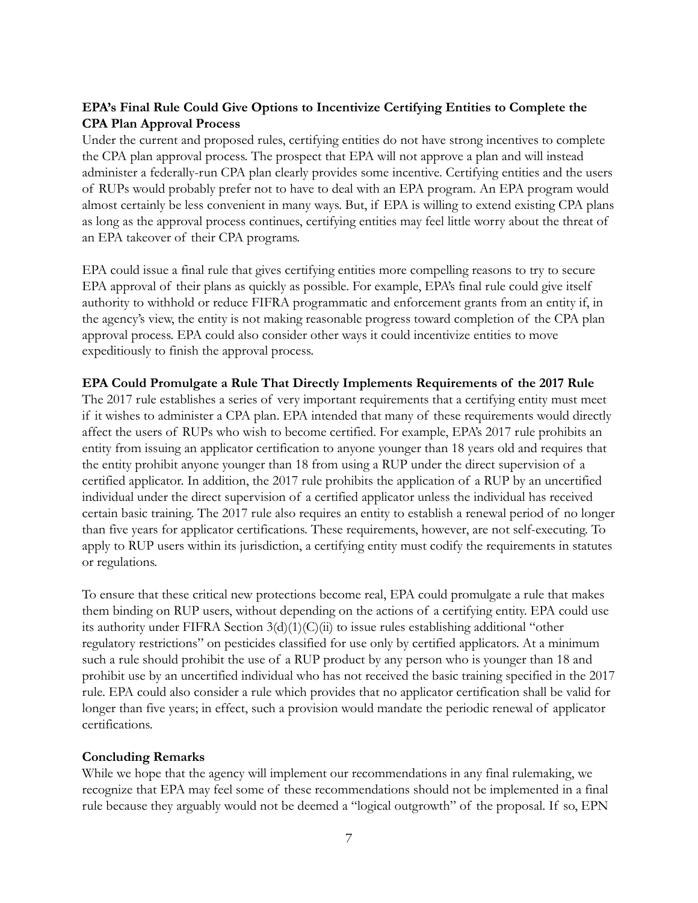**EPA's Final Rule Could Give Options to Incentivize Certifying Entities to Complete the CPA Plan Approval Process**

Under the current and proposed rules, certifying entities do not have strong incentives to complete the CPA plan approval process. The prospect that EPA will not approve a plan and will instead administer a federally-run CPA plan clearly provides some incentive. Certifying entities and the users of RUPs would probably prefer not to have to deal with an EPA program. An EPA program would almost certainly be less convenient in many ways. But, if EPA is willing to extend existing CPA plans as long as the approval process continues, certifying entities may feel little worry about the threat of an EPA takeover of their CPA programs.

EPA could issue a final rule that gives certifying entities more compelling reasons to try to secure EPA approval of their plans as quickly as possible. For example, EPA's final rule could give itself authority to withhold or reduce FIFRA programmatic and enforcement grants from an entity if, in the agency's view, the entity is not making reasonable progress toward completion of the CPA plan approval process. EPA could also consider other ways it could incentivize entities to move expeditiously to finish the approval process.

**EPA Could Promulgate a Rule That Directly Implements Requirements of the 2017 Rule**

The 2017 rule establishes a series of very important requirements that a certifying entity must meet if it wishes to administer a CPA plan. EPA intended that many of these requirements would directly affect the users of RUPs who wish to become certified. For example, EPA's 2017 rule prohibits an entity from issuing an applicator certification to anyone younger than 18 years old and requires that the entity prohibit anyone younger than 18 from using a RUP under the direct supervision of a certified applicator. In addition, the 2017 rule prohibits the application of a RUP by an uncertified individual under the direct supervision of a certified applicator unless the individual has received certain basic training. The 2017 rule also requires an entity to establish a renewal period of no longer than five years for applicator certifications. These requirements, however, are not self-executing. To apply to RUP users within its jurisdiction, a certifying entity must codify the requirements in statutes or regulations.

To ensure that these critical new protections become real, EPA could promulgate a rule that makes them binding on RUP users, without depending on the actions of a certifying entity. EPA could use its authority under FIFRA Section 3(d)(1)(C)(ii) to issue rules establishing additional "other regulatory restrictions" on pesticides classified for use only by certified applicators. At a minimum such a rule should prohibit the use of a RUP product by any person who is younger than 18 and prohibit use by an uncertified individual who has not received the basic training specified in the 2017 rule. EPA could also consider a rule which provides that no applicator certification shall be valid for longer than five years; in effect, such a provision would mandate the periodic renewal of applicator certifications.

**Concluding Remarks**

While we hope that the agency will implement our recommendations in any final rulemaking, we recognize that EPA may feel some of these recommendations should not be implemented in a final rule because they arguably would not be deemed a "logical outgrowth" of the proposal. If so, EPN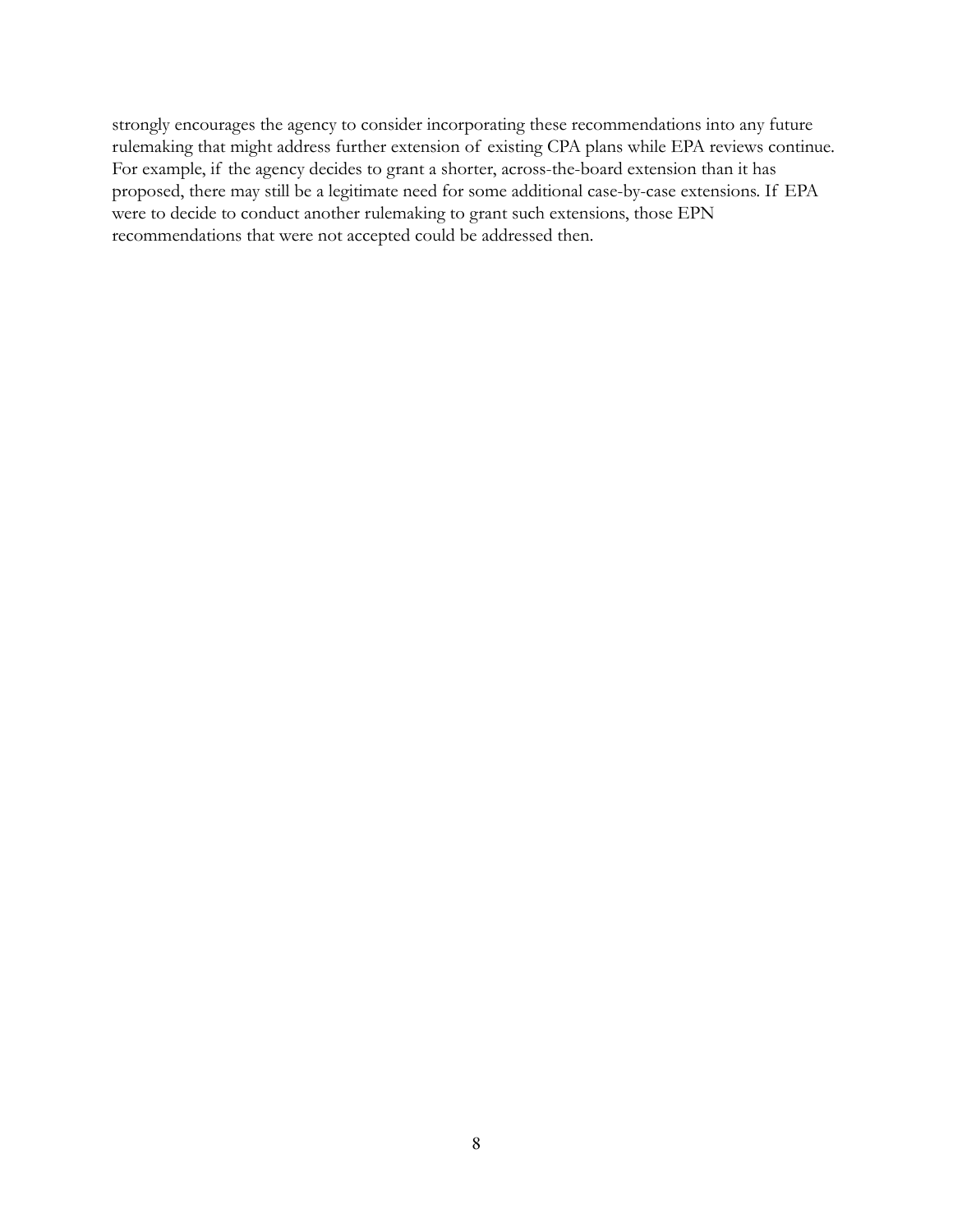strongly encourages the agency to consider incorporating these recommendations into any future rulemaking that might address further extension of existing CPA plans while EPA reviews continue. For example, if the agency decides to grant a shorter, across-the-board extension than it has proposed, there may still be a legitimate need for some additional case-by-case extensions. If EPA were to decide to conduct another rulemaking to grant such extensions, those EPN recommendations that were not accepted could be addressed then.